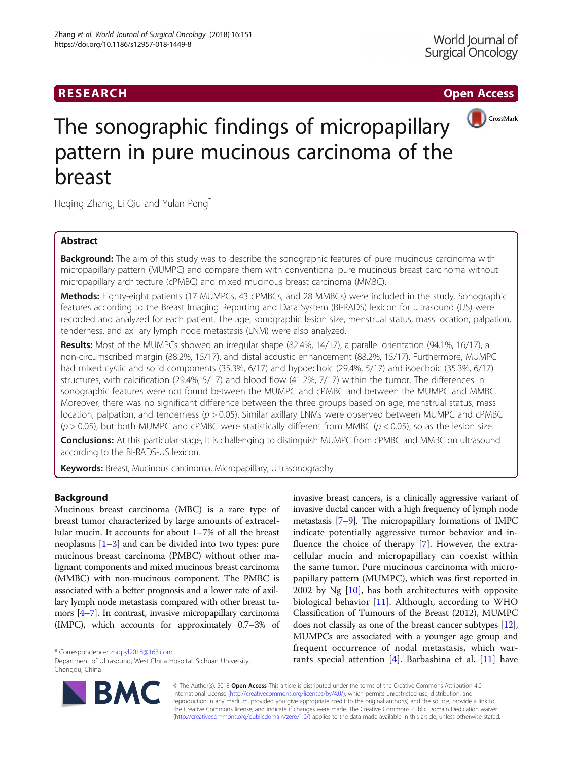RESEARCH

Open Access

# The sonographic findings of micropapillary pattern in pure mucinous carcinoma of the breast

Heqing Zhang, Li Qiu and Yulan Peng*

## Abstract

**Background:** The aim of this study was to describe the sonographic features of pure mucinous carcinoma with micropapillary pattern (MUMPC) and compare them with conventional pure mucinous breast carcinoma without micropapillary architecture (cPMBC) and mixed mucinous breast carcinoma (MMBC).

**Methods:** Eighty-eight patients (17 MUMPCs, 43 cPMBCs, and 28 MMBCs) were included in the study. Sonographic features according to the Breast Imaging Reporting and Data System (BI-RADS) lexicon for ultrasound (US) were recorded and analyzed for each patient. The age, sonographic lesion size, menstrual status, mass location, palpation, tenderness, and axillary lymph node metastasis (LNM) were also analyzed.

**Results:** Most of the MUMPCs showed an irregular shape (82.4%, 14/17), a parallel orientation (94.1%, 16/17), a non-circumscribed margin (88.2%, 15/17), and distal acoustic enhancement (88.2%, 15/17). Furthermore, MUMPC had mixed cystic and solid components (35.3%, 6/17) and hypoechoic (29.4%, 5/17) and isoechoic (35.3%, 6/17) structures, with calcification (29.4%, 5/17) and blood flow (41.2%, 7/17) within the tumor. The differences in sonographic features were not found between the MUMPC and cPMBC and between the MUMPC and MMBC. Moreover, there was no significant difference between the three groups based on age, menstrual status, mass location, palpation, and tenderness ($p > 0.05$). Similar axillary LNMs were observed between MUMPC and cPMBC ($p > 0.05$), but both MUMPC and cPMBC were statistically different from MMBC ($p < 0.05$), so as the lesion size.

**Conclusions:** At this particular stage, it is challenging to distinguish MUMPC from cPMBC and MMBC on ultrasound according to the BI-RADS-US lexicon.

**Keywords:** Breast, Mucinous carcinoma, Micropapillary, Ultrasonography

## Background

Mucinous breast carcinoma (MBC) is a rare type of breast tumor characterized by large amounts of extracellular mucin. It accounts for about 1–7% of all the breast neoplasms [1–3] and can be divided into two types: pure mucinous breast carcinoma (PMBC) without other malignant components and mixed mucinous breast carcinoma (MMBC) with non-mucinous component. The PMBC is associated with a better prognosis and a lower rate of axillary lymph node metastasis compared with other breast tumors [4–7]. In contrast, invasive micropapillary carcinoma (IMPC), which accounts for approximately 0.7–3% of invasive breast cancers, is a clinically aggressive variant of invasive ductal cancer with a high frequency of lymph node metastasis [7–9]. The micropapillary formations of IMPC indicate potentially aggressive tumor behavior and influence the choice of therapy [7]. However, the extracellular mucin and micropapillary can coexist within the same tumor. Pure mucinous carcinoma with micropapillary pattern (MUMPC), which was first reported in 2002 by Ng [10], has both architectures with opposite biological behavior [11]. Although, according to WHO Classification of Tumours of the Breast (2012), MUMPC does not classify as one of the breast cancer subtypes [12], MUMPCs are associated with a younger age group and frequent occurrence of nodal metastasis, which warrants special attention [4]. Barbashina et al. [11] have

* Correspondence: zhqpyl2018@163.com
Department of Ultrasound, West China Hospital, Sichuan University, Chengdu, China

© The Author(s). 2018 **Open Access** This article is distributed under the terms of the Creative Commons Attribution 4.0 International License (http://creativecommons.org/licenses/by/4.0/), which permits unrestricted use, distribution, and reproduction in any medium, provided you give appropriate credit to the original author(s) and the source, provide a link to the Creative Commons license, and indicate if changes were made. The Creative Commons Public Domain Dedication waiver (http://creativecommons.org/publicdomain/zero/1.0/) applies to the data made available in this article, unless otherwise stated.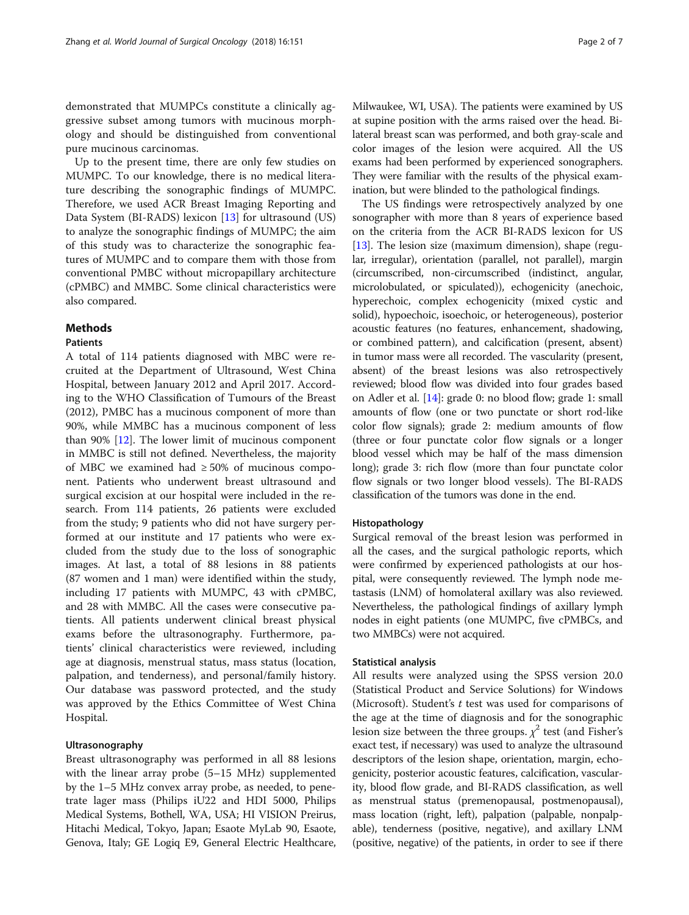demonstrated that MUMPCs constitute a clinically aggressive subset among tumors with mucinous morphology and should be distinguished from conventional pure mucinous carcinomas.

Up to the present time, there are only few studies on MUMPC. To our knowledge, there is no medical literature describing the sonographic findings of MUMPC. Therefore, we used ACR Breast Imaging Reporting and Data System (BI-RADS) lexicon [13] for ultrasound (US) to analyze the sonographic findings of MUMPC; the aim of this study was to characterize the sonographic features of MUMPC and to compare them with those from conventional PMBC without micropapillary architecture (cPMBC) and MMBC. Some clinical characteristics were also compared.

## Methods

### Patients

A total of 114 patients diagnosed with MBC were recruited at the Department of Ultrasound, West China Hospital, between January 2012 and April 2017. According to the WHO Classification of Tumours of the Breast (2012), PMBC has a mucinous component of more than 90%, while MMBC has a mucinous component of less than 90% [12]. The lower limit of mucinous component in MMBC is still not defined. Nevertheless, the majority of MBC we examined had ≥ 50% of mucinous component. Patients who underwent breast ultrasound and surgical excision at our hospital were included in the research. From 114 patients, 26 patients were excluded from the study; 9 patients who did not have surgery performed at our institute and 17 patients who were excluded from the study due to the loss of sonographic images. At last, a total of 88 lesions in 88 patients (87 women and 1 man) were identified within the study, including 17 patients with MUMPC, 43 with cPMBC, and 28 with MMBC. All the cases were consecutive patients. All patients underwent clinical breast physical exams before the ultrasonography. Furthermore, patients' clinical characteristics were reviewed, including age at diagnosis, menstrual status, mass status (location, palpation, and tenderness), and personal/family history. Our database was password protected, and the study was approved by the Ethics Committee of West China Hospital.

### Ultrasonography

Breast ultrasonography was performed in all 88 lesions with the linear array probe (5–15 MHz) supplemented by the 1–5 MHz convex array probe, as needed, to penetrate lager mass (Philips iU22 and HDI 5000, Philips Medical Systems, Bothell, WA, USA; HI VISION Preirus, Hitachi Medical, Tokyo, Japan; Esaote MyLab 90, Esaote, Genova, Italy; GE Logiq E9, General Electric Healthcare, Milwaukee, WI, USA). The patients were examined by US at supine position with the arms raised over the head. Bilateral breast scan was performed, and both gray-scale and color images of the lesion were acquired. All the US exams had been performed by experienced sonographers. They were familiar with the results of the physical examination, but were blinded to the pathological findings.

The US findings were retrospectively analyzed by one sonographer with more than 8 years of experience based on the criteria from the ACR BI-RADS lexicon for US [13]. The lesion size (maximum dimension), shape (regular, irregular), orientation (parallel, not parallel), margin (circumscribed, non-circumscribed (indistinct, angular, microlobulated, or spiculated)), echogenicity (anechoic, hyperechoic, complex echogenicity (mixed cystic and solid), hypoechoic, isoechoic, or heterogeneous), posterior acoustic features (no features, enhancement, shadowing, or combined pattern), and calcification (present, absent) in tumor mass were all recorded. The vascularity (present, absent) of the breast lesions was also retrospectively reviewed; blood flow was divided into four grades based on Adler et al. [14]: grade 0: no blood flow; grade 1: small amounts of flow (one or two punctate or short rod-like color flow signals); grade 2: medium amounts of flow (three or four punctate color flow signals or a longer blood vessel which may be half of the mass dimension long); grade 3: rich flow (more than four punctate color flow signals or two longer blood vessels). The BI-RADS classification of the tumors was done in the end.

### Histopathology

Surgical removal of the breast lesion was performed in all the cases, and the surgical pathologic reports, which were confirmed by experienced pathologists at our hospital, were consequently reviewed. The lymph node metastasis (LNM) of homolateral axillary was also reviewed. Nevertheless, the pathological findings of axillary lymph nodes in eight patients (one MUMPC, five cPMBCs, and two MMBCs) were not acquired.

### Statistical analysis

All results were analyzed using the SPSS version 20.0 (Statistical Product and Service Solutions) for Windows (Microsoft). Student's *t* test was used for comparisons of the age at the time of diagnosis and for the sonographic lesion size between the three groups. $\chi^2$ test (and Fisher's exact test, if necessary) was used to analyze the ultrasound descriptors of the lesion shape, orientation, margin, echogenicity, posterior acoustic features, calcification, vascularity, blood flow grade, and BI-RADS classification, as well as menstrual status (premenopausal, postmenopausal), mass location (right, left), palpation (palpable, nonpalpable), tenderness (positive, negative), and axillary LNM (positive, negative) of the patients, in order to see if there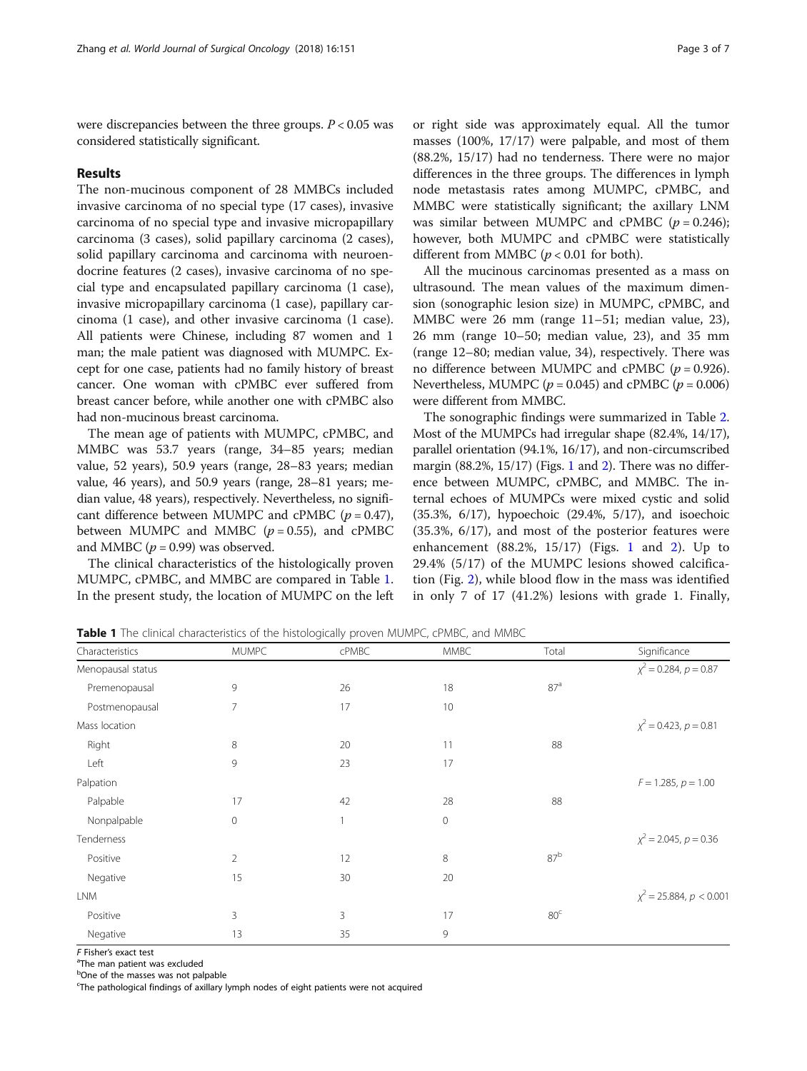were discrepancies between the three groups. $P < 0.05$ was considered statistically significant.

## Results

The non-mucinous component of 28 MMBCs included invasive carcinoma of no special type (17 cases), invasive carcinoma of no special type and invasive micropapillary carcinoma (3 cases), solid papillary carcinoma (2 cases), solid papillary carcinoma and carcinoma with neuroendocrine features (2 cases), invasive carcinoma of no special type and encapsulated papillary carcinoma (1 case), invasive micropapillary carcinoma (1 case), papillary carcinoma (1 case), and other invasive carcinoma (1 case). All patients were Chinese, including 87 women and 1 man; the male patient was diagnosed with MUMPC. Except for one case, patients had no family history of breast cancer. One woman with cPMBC ever suffered from breast cancer before, while another one with cPMBC also had non-mucinous breast carcinoma.

The mean age of patients with MUMPC, cPMBC, and MMBC was 53.7 years (range, 34–85 years; median value, 52 years), 50.9 years (range, 28–83 years; median value, 46 years), and 50.9 years (range, 28–81 years; median value, 48 years), respectively. Nevertheless, no significant difference between MUMPC and cPMBC ($p = 0.47$), between MUMPC and MMBC ($p = 0.55$), and cPMBC and MMBC ($p = 0.99$) was observed.

The clinical characteristics of the histologically proven MUMPC, cPMBC, and MMBC are compared in Table 1. In the present study, the location of MUMPC on the left or right side was approximately equal. All the tumor masses (100%, 17/17) were palpable, and most of them (88.2%, 15/17) had no tenderness. There were no major differences in the three groups. The differences in lymph node metastasis rates among MUMPC, cPMBC, and MMBC were statistically significant; the axillary LNM was similar between MUMPC and cPMBC ($p = 0.246$); however, both MUMPC and cPMBC were statistically different from MMBC ($p < 0.01$ for both).

All the mucinous carcinomas presented as a mass on ultrasound. The mean values of the maximum dimension (sonographic lesion size) in MUMPC, cPMBC, and MMBC were 26 mm (range 11–51; median value, 23), 26 mm (range 10–50; median value, 23), and 35 mm (range 12–80; median value, 34), respectively. There was no difference between MUMPC and cPMBC ($p = 0.926$). Nevertheless, MUMPC ($p = 0.045$) and cPMBC ($p = 0.006$) were different from MMBC.

The sonographic findings were summarized in Table 2. Most of the MUMPCs had irregular shape (82.4%, 14/17), parallel orientation (94.1%, 16/17), and non-circumscribed margin (88.2%, 15/17) (Figs. 1 and 2). There was no difference between MUMPC, cPMBC, and MMBC. The internal echoes of MUMPCs were mixed cystic and solid (35.3%, 6/17), hypoechoic (29.4%, 5/17), and isoechoic (35.3%, 6/17), and most of the posterior features were enhancement (88.2%, 15/17) (Figs. 1 and 2). Up to 29.4% (5/17) of the MUMPC lesions showed calcification (Fig. 2), while blood flow in the mass was identified in only 7 of 17 (41.2%) lesions with grade 1. Finally,

**Table 1** The clinical characteristics of the histologically proven MUMPC, cPMBC, and MMBC

| Characteristics | MUMPC | cPMBC | MMBC | Total | Significance |
|---|---|---|---|---|---|
| Menopausal status | | | | | $\chi^2 = 0.284$, $p = 0.87$ |
| Premenopausal | 9 | 26 | 18 | 87[a] | |
| Postmenopausal | 7 | 17 | 10 | | |
| Mass location | | | | | $\chi^2 = 0.423$, $p = 0.81$ |
| Right | 8 | 20 | 11 | 88 | |
| Left | 9 | 23 | 17 | | |
| Palpation | | | | | $F = 1.285$, $p = 1.00$ |
| Palpable | 17 | 42 | 28 | 88 | |
| Nonpalpable | 0 | 1 | 0 | | |
| Tenderness | | | | | $\chi^2 = 2.045$, $p = 0.36$ |
| Positive | 2 | 12 | 8 | 87[b] | |
| Negative | 15 | 30 | 20 | | |
| LNM | | | | | $\chi^2 = 25.884$, $p < 0.001$ |
| Positive | 3 | 3 | 17 | 80[c] | |
| Negative | 13 | 35 | 9 | | |

*F* Fisher's exact test
[a]The man patient was excluded
[b]One of the masses was not palpable
[c]The pathological findings of axillary lymph nodes of eight patients were not acquired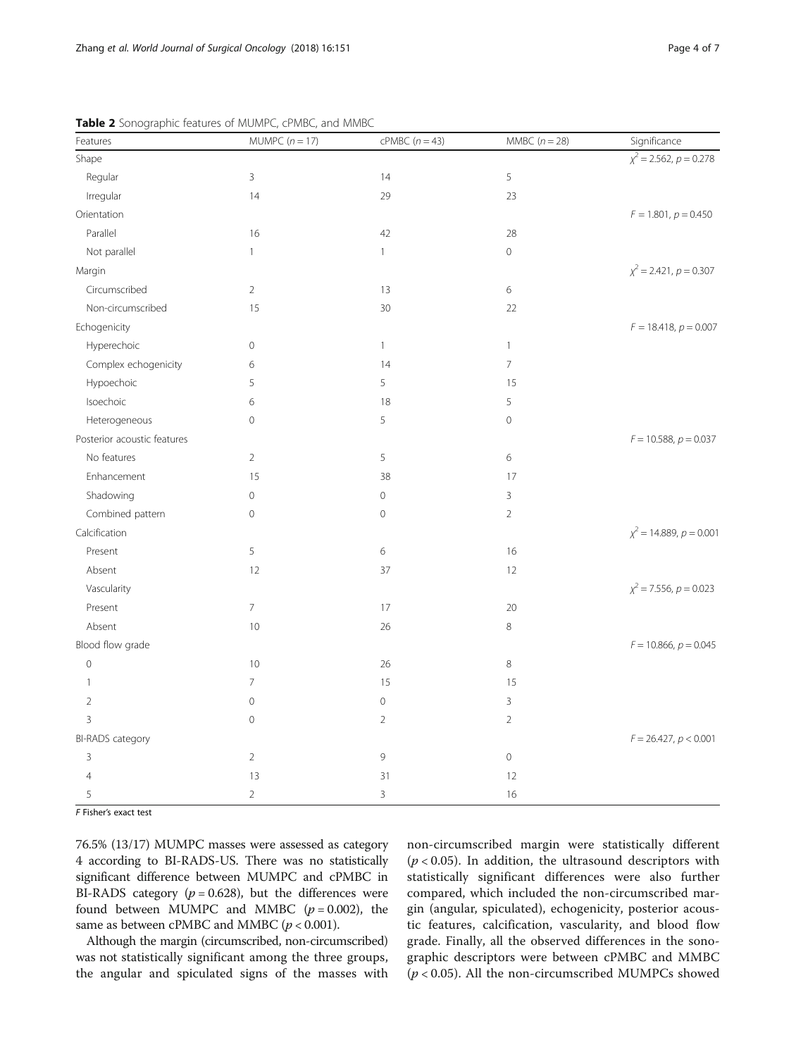**Table 2** Sonographic features of MUMPC, cPMBC, and MMBC

| Features | MUMPC ($n = 17$) | cPMBC ($n = 43$) | MMBC ($n = 28$) | Significance |
|---|---|---|---|---|
| Shape | | | | $\chi^2 = 2.562$, $p = 0.278$ |
| Regular | 3 | 14 | 5 | |
| Irregular | 14 | 29 | 23 | |
| Orientation | | | | $F = 1.801$, $p = 0.450$ |
| Parallel | 16 | 42 | 28 | |
| Not parallel | 1 | 1 | 0 | |
| Margin | | | | $\chi^2 = 2.421$, $p = 0.307$ |
| Circumscribed | 2 | 13 | 6 | |
| Non-circumscribed | 15 | 30 | 22 | |
| Echogenicity | | | | $F = 18.418$, $p = 0.007$ |
| Hyperechoic | 0 | 1 | 1 | |
| Complex echogenicity | 6 | 14 | 7 | |
| Hypoechoic | 5 | 5 | 15 | |
| Isoechoic | 6 | 18 | 5 | |
| Heterogeneous | 0 | 5 | 0 | |
| Posterior acoustic features | | | | $F = 10.588$, $p = 0.037$ |
| No features | 2 | 5 | 6 | |
| Enhancement | 15 | 38 | 17 | |
| Shadowing | 0 | 0 | 3 | |
| Combined pattern | 0 | 0 | 2 | |
| Calcification | | | | $\chi^2 = 14.889$, $p = 0.001$ |
| Present | 5 | 6 | 16 | |
| Absent | 12 | 37 | 12 | |
| Vascularity | | | | $\chi^2 = 7.556$, $p = 0.023$ |
| Present | 7 | 17 | 20 | |
| Absent | 10 | 26 | 8 | |
| Blood flow grade | | | | $F = 10.866$, $p = 0.045$ |
| 0 | 10 | 26 | 8 | |
| 1 | 7 | 15 | 15 | |
| 2 | 0 | 0 | 3 | |
| 3 | 0 | 2 | 2 | |
| BI-RADS category | | | | $F = 26.427$, $p < 0.001$ |
| 3 | 2 | 9 | 0 | |
| 4 | 13 | 31 | 12 | |
| 5 | 2 | 3 | 16 | |

*F* Fisher's exact test

76.5% (13/17) MUMPC masses were assessed as category 4 according to BI-RADS-US. There was no statistically significant difference between MUMPC and cPMBC in BI-RADS category ($p = 0.628$), but the differences were found between MUMPC and MMBC ($p = 0.002$), the same as between cPMBC and MMBC ($p < 0.001$).

Although the margin (circumscribed, non-circumscribed) was not statistically significant among the three groups, the angular and spiculated signs of the masses with non-circumscribed margin were statistically different ($p < 0.05$). In addition, the ultrasound descriptors with statistically significant differences were also further compared, which included the non-circumscribed margin (angular, spiculated), echogenicity, posterior acoustic features, calcification, vascularity, and blood flow grade. Finally, all the observed differences in the sonographic descriptors were between cPMBC and MMBC ($p < 0.05$). All the non-circumscribed MUMPCs showed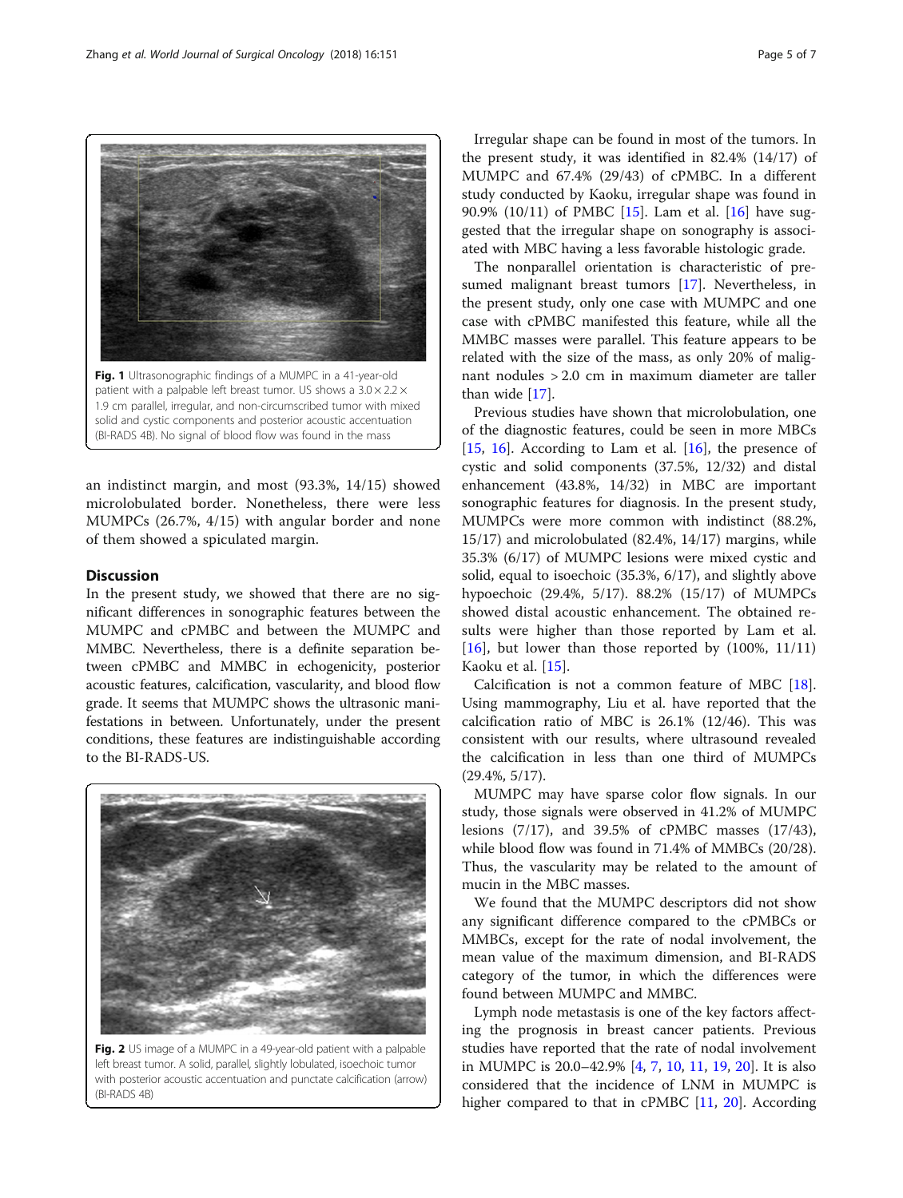Fig. 1 Ultrasonographic findings of a MUMPC in a 41-year-old patient with a palpable left breast tumor. US shows a 3.0 × 2.2 × 1.9 cm parallel, irregular, and non-circumscribed tumor with mixed solid and cystic components and posterior acoustic accentuation (BI-RADS 4B). No signal of blood flow was found in the mass

an indistinct margin, and most (93.3%, 14/15) showed microlobulated border. Nonetheless, there were less MUMPCs (26.7%, 4/15) with angular border and none of them showed a spiculated margin.

## Discussion

In the present study, we showed that there are no significant differences in sonographic features between the MUMPC and cPMBC and between the MUMPC and MMBC. Nevertheless, there is a definite separation between cPMBC and MMBC in echogenicity, posterior acoustic features, calcification, vascularity, and blood flow grade. It seems that MUMPC shows the ultrasonic manifestations in between. Unfortunately, under the present conditions, these features are indistinguishable according to the BI-RADS-US.

Fig. 2 US image of a MUMPC in a 49-year-old patient with a palpable left breast tumor. A solid, parallel, slightly lobulated, isoechoic tumor with posterior acoustic accentuation and punctate calcification (arrow) (BI-RADS 4B)

Irregular shape can be found in most of the tumors. In the present study, it was identified in 82.4% (14/17) of MUMPC and 67.4% (29/43) of cPMBC. In a different study conducted by Kaoku, irregular shape was found in 90.9% (10/11) of PMBC [15]. Lam et al. [16] have suggested that the irregular shape on sonography is associated with MBC having a less favorable histologic grade.

The nonparallel orientation is characteristic of presumed malignant breast tumors [17]. Nevertheless, in the present study, only one case with MUMPC and one case with cPMBC manifested this feature, while all the MMBC masses were parallel. This feature appears to be related with the size of the mass, as only 20% of malignant nodules > 2.0 cm in maximum diameter are taller than wide [17].

Previous studies have shown that microlobulation, one of the diagnostic features, could be seen in more MBCs [15, 16]. According to Lam et al. [16], the presence of cystic and solid components (37.5%, 12/32) and distal enhancement (43.8%, 14/32) in MBC are important sonographic features for diagnosis. In the present study, MUMPCs were more common with indistinct (88.2%, 15/17) and microlobulated (82.4%, 14/17) margins, while 35.3% (6/17) of MUMPC lesions were mixed cystic and solid, equal to isoechoic (35.3%, 6/17), and slightly above hypoechoic (29.4%, 5/17). 88.2% (15/17) of MUMPCs showed distal acoustic enhancement. The obtained results were higher than those reported by Lam et al. [16], but lower than those reported by (100%, 11/11) Kaoku et al. [15].

Calcification is not a common feature of MBC [18]. Using mammography, Liu et al. have reported that the calcification ratio of MBC is 26.1% (12/46). This was consistent with our results, where ultrasound revealed the calcification in less than one third of MUMPCs (29.4%, 5/17).

MUMPC may have sparse color flow signals. In our study, those signals were observed in 41.2% of MUMPC lesions (7/17), and 39.5% of cPMBC masses (17/43), while blood flow was found in 71.4% of MMBCs (20/28). Thus, the vascularity may be related to the amount of mucin in the MBC masses.

We found that the MUMPC descriptors did not show any significant difference compared to the cPMBCs or MMBCs, except for the rate of nodal involvement, the mean value of the maximum dimension, and BI-RADS category of the tumor, in which the differences were found between MUMPC and MMBC.

Lymph node metastasis is one of the key factors affecting the prognosis in breast cancer patients. Previous studies have reported that the rate of nodal involvement in MUMPC is 20.0–42.9% [4, 7, 10, 11, 19, 20]. It is also considered that the incidence of LNM in MUMPC is higher compared to that in cPMBC [11, 20]. According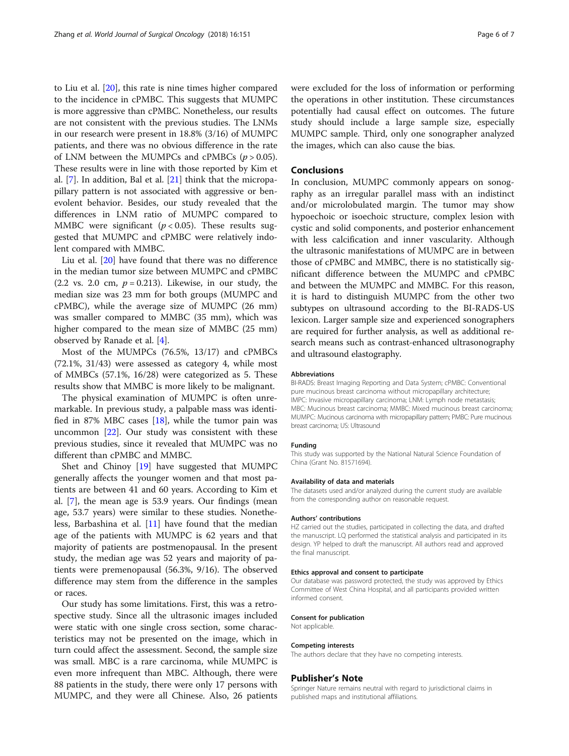to Liu et al. [20], this rate is nine times higher compared to the incidence in cPMBC. This suggests that MUMPC is more aggressive than cPMBC. Nonetheless, our results are not consistent with the previous studies. The LNMs in our research were present in 18.8% (3/16) of MUMPC patients, and there was no obvious difference in the rate of LNM between the MUMPCs and cPMBCs ($p > 0.05$). These results were in line with those reported by Kim et al. [7]. In addition, Bal et al. [21] think that the micropapillary pattern is not associated with aggressive or benevolent behavior. Besides, our study revealed that the differences in LNM ratio of MUMPC compared to MMBC were significant ($p < 0.05$). These results suggested that MUMPC and cPMBC were relatively indolent compared with MMBC.

Liu et al. [20] have found that there was no difference in the median tumor size between MUMPC and cPMBC (2.2 vs. 2.0 cm, $p = 0.213$). Likewise, in our study, the median size was 23 mm for both groups (MUMPC and cPMBC), while the average size of MUMPC (26 mm) was smaller compared to MMBC (35 mm), which was higher compared to the mean size of MMBC (25 mm) observed by Ranade et al. [4].

Most of the MUMPCs (76.5%, 13/17) and cPMBCs (72.1%, 31/43) were assessed as category 4, while most of MMBCs (57.1%, 16/28) were categorized as 5. These results show that MMBC is more likely to be malignant.

The physical examination of MUMPC is often unremarkable. In previous study, a palpable mass was identified in 87% MBC cases [18], while the tumor pain was uncommon [22]. Our study was consistent with these previous studies, since it revealed that MUMPC was no different than cPMBC and MMBC.

Shet and Chinoy [19] have suggested that MUMPC generally affects the younger women and that most patients are between 41 and 60 years. According to Kim et al. [7], the mean age is 53.9 years. Our findings (mean age, 53.7 years) were similar to these studies. Nonetheless, Barbashina et al. [11] have found that the median age of the patients with MUMPC is 62 years and that majority of patients are postmenopausal. In the present study, the median age was 52 years and majority of patients were premenopausal (56.3%, 9/16). The observed difference may stem from the difference in the samples or races.

Our study has some limitations. First, this was a retrospective study. Since all the ultrasonic images included were static with one single cross section, some characteristics may not be presented on the image, which in turn could affect the assessment. Second, the sample size was small. MBC is a rare carcinoma, while MUMPC is even more infrequent than MBC. Although, there were 88 patients in the study, there were only 17 persons with MUMPC, and they were all Chinese. Also, 26 patients were excluded for the loss of information or performing the operations in other institution. These circumstances potentially had causal effect on outcomes. The future study should include a large sample size, especially MUMPC sample. Third, only one sonographer analyzed the images, which can also cause the bias.

## Conclusions

In conclusion, MUMPC commonly appears on sonography as an irregular parallel mass with an indistinct and/or microlobulated margin. The tumor may show hypoechoic or isoechoic structure, complex lesion with cystic and solid components, and posterior enhancement with less calcification and inner vascularity. Although the ultrasonic manifestations of MUMPC are in between those of cPMBC and MMBC, there is no statistically significant difference between the MUMPC and cPMBC and between the MUMPC and MMBC. For this reason, it is hard to distinguish MUMPC from the other two subtypes on ultrasound according to the BI-RADS-US lexicon. Larger sample size and experienced sonographers are required for further analysis, as well as additional research means such as contrast-enhanced ultrasonography and ultrasound elastography.

#### Abbreviations

BI-RADS: Breast Imaging Reporting and Data System; cPMBC: Conventional pure mucinous breast carcinoma without micropapillary architecture; IMPC: Invasive micropapillary carcinoma; LNM: Lymph node metastasis; MBC: Mucinous breast carcinoma; MMBC: Mixed mucinous breast carcinoma; MUMPC: Mucinous carcinoma with micropapillary pattern; PMBC: Pure mucinous breast carcinoma; US: Ultrasound

#### Funding

This study was supported by the National Natural Science Foundation of China (Grant No. 81571694).

#### Availability of data and materials

The datasets used and/or analyzed during the current study are available from the corresponding author on reasonable request.

#### Authors' contributions

HZ carried out the studies, participated in collecting the data, and drafted the manuscript. LQ performed the statistical analysis and participated in its design. YP helped to draft the manuscript. All authors read and approved the final manuscript.

#### Ethics approval and consent to participate

Our database was password protected, the study was approved by Ethics Committee of West China Hospital, and all participants provided written informed consent.

#### Consent for publication

Not applicable.

#### Competing interests

The authors declare that they have no competing interests.

## Publisher's Note

Springer Nature remains neutral with regard to jurisdictional claims in published maps and institutional affiliations.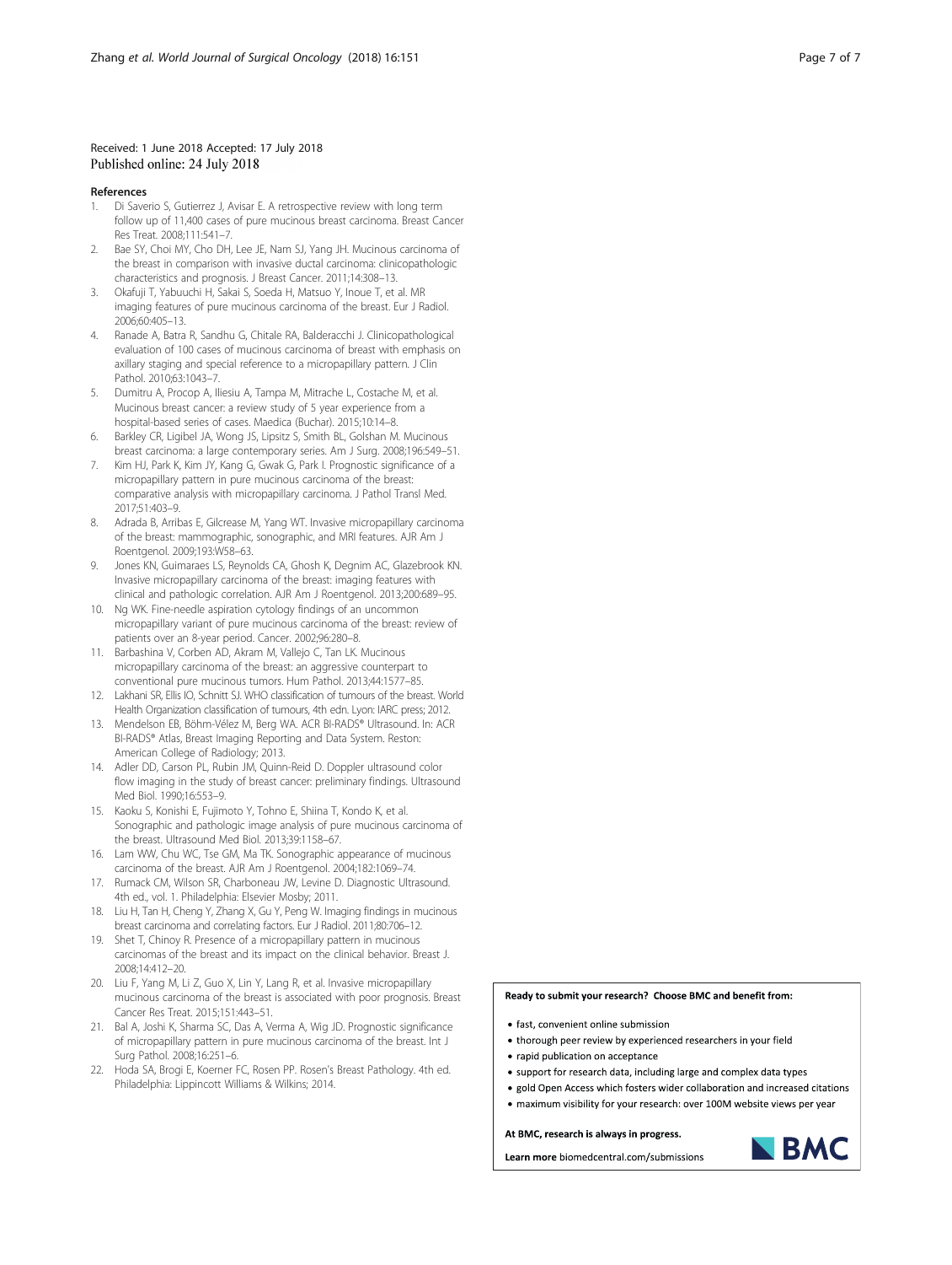Received: 1 June 2018 Accepted: 17 July 2018
Published online: 24 July 2018

## References

1. Di Saverio S, Gutierrez J, Avisar E. A retrospective review with long term follow up of 11,400 cases of pure mucinous breast carcinoma. Breast Cancer Res Treat. 2008;111:541–7.
2. Bae SY, Choi MY, Cho DH, Lee JE, Nam SJ, Yang JH. Mucinous carcinoma of the breast in comparison with invasive ductal carcinoma: clinicopathologic characteristics and prognosis. J Breast Cancer. 2011;14:308–13.
3. Okafuji T, Yabuuchi H, Sakai S, Soeda H, Matsuo Y, Inoue T, et al. MR imaging features of pure mucinous carcinoma of the breast. Eur J Radiol. 2006;60:405–13.
4. Ranade A, Batra R, Sandhu G, Chitale RA, Balderacchi J. Clinicopathological evaluation of 100 cases of mucinous carcinoma of breast with emphasis on axillary staging and special reference to a micropapillary pattern. J Clin Pathol. 2010;63:1043–7.
5. Dumitru A, Procop A, Iliesiu A, Tampa M, Mitrache L, Costache M, et al. Mucinous breast cancer: a review study of 5 year experience from a hospital-based series of cases. Maedica (Buchar). 2015;10:14–8.
6. Barkley CR, Ligibel JA, Wong JS, Lipsitz S, Smith BL, Golshan M. Mucinous breast carcinoma: a large contemporary series. Am J Surg. 2008;196:549–51.
7. Kim HJ, Park K, Kim JY, Kang G, Gwak G, Park I. Prognostic significance of a micropapillary pattern in pure mucinous carcinoma of the breast: comparative analysis with micropapillary carcinoma. J Pathol Transl Med. 2017;51:403–9.
8. Adrada B, Arribas E, Gilcrease M, Yang WT. Invasive micropapillary carcinoma of the breast: mammographic, sonographic, and MRI features. AJR Am J Roentgenol. 2009;193:W58–63.
9. Jones KN, Guimaraes LS, Reynolds CA, Ghosh K, Degnim AC, Glazebrook KN. Invasive micropapillary carcinoma of the breast: imaging features with clinical and pathologic correlation. AJR Am J Roentgenol. 2013;200:689–95.
10. Ng WK. Fine-needle aspiration cytology findings of an uncommon micropapillary variant of pure mucinous carcinoma of the breast: review of patients over an 8-year period. Cancer. 2002;96:280–8.
11. Barbashina V, Corben AD, Akram M, Vallejo C, Tan LK. Mucinous micropapillary carcinoma of the breast: an aggressive counterpart to conventional pure mucinous tumors. Hum Pathol. 2013;44:1577–85.
12. Lakhani SR, Ellis IO, Schnitt SJ. WHO classification of tumours of the breast. World Health Organization classification of tumours, 4th edn. Lyon: IARC press; 2012.
13. Mendelson EB, Böhm-Vélez M, Berg WA. ACR BI-RADS® Ultrasound. In: ACR BI-RADS® Atlas, Breast Imaging Reporting and Data System. Reston: American College of Radiology; 2013.
14. Adler DD, Carson PL, Rubin JM, Quinn-Reid D. Doppler ultrasound color flow imaging in the study of breast cancer: preliminary findings. Ultrasound Med Biol. 1990;16:553–9.
15. Kaoku S, Konishi E, Fujimoto Y, Tohno E, Shiina T, Kondo K, et al. Sonographic and pathologic image analysis of pure mucinous carcinoma of the breast. Ultrasound Med Biol. 2013;39:1158–67.
16. Lam WW, Chu WC, Tse GM, Ma TK. Sonographic appearance of mucinous carcinoma of the breast. AJR Am J Roentgenol. 2004;182:1069–74.
17. Rumack CM, Wilson SR, Charboneau JW, Levine D. Diagnostic Ultrasound. 4th ed., vol. 1. Philadelphia: Elsevier Mosby; 2011.
18. Liu H, Tan H, Cheng Y, Zhang X, Gu Y, Peng W. Imaging findings in mucinous breast carcinoma and correlating factors. Eur J Radiol. 2011;80:706–12.
19. Shet T, Chinoy R. Presence of a micropapillary pattern in mucinous carcinomas of the breast and its impact on the clinical behavior. Breast J. 2008;14:412–20.
20. Liu F, Yang M, Li Z, Guo X, Lin Y, Lang R, et al. Invasive micropapillary mucinous carcinoma of the breast is associated with poor prognosis. Breast Cancer Res Treat. 2015;151:443–51.
21. Bal A, Joshi K, Sharma SC, Das A, Verma A, Wig JD. Prognostic significance of micropapillary pattern in pure mucinous carcinoma of the breast. Int J Surg Pathol. 2008;16:251–6.
22. Hoda SA, Brogi E, Koerner FC, Rosen PP. Rosen's Breast Pathology. 4th ed. Philadelphia: Lippincott Williams & Wilkins; 2014.

**Ready to submit your research? Choose BMC and benefit from:**

- fast, convenient online submission
- thorough peer review by experienced researchers in your field
- rapid publication on acceptance
- support for research data, including large and complex data types
- gold Open Access which fosters wider collaboration and increased citations
- maximum visibility for your research: over 100M website views per year

**At BMC, research is always in progress.**

**Learn more** biomedcentral.com/submissions